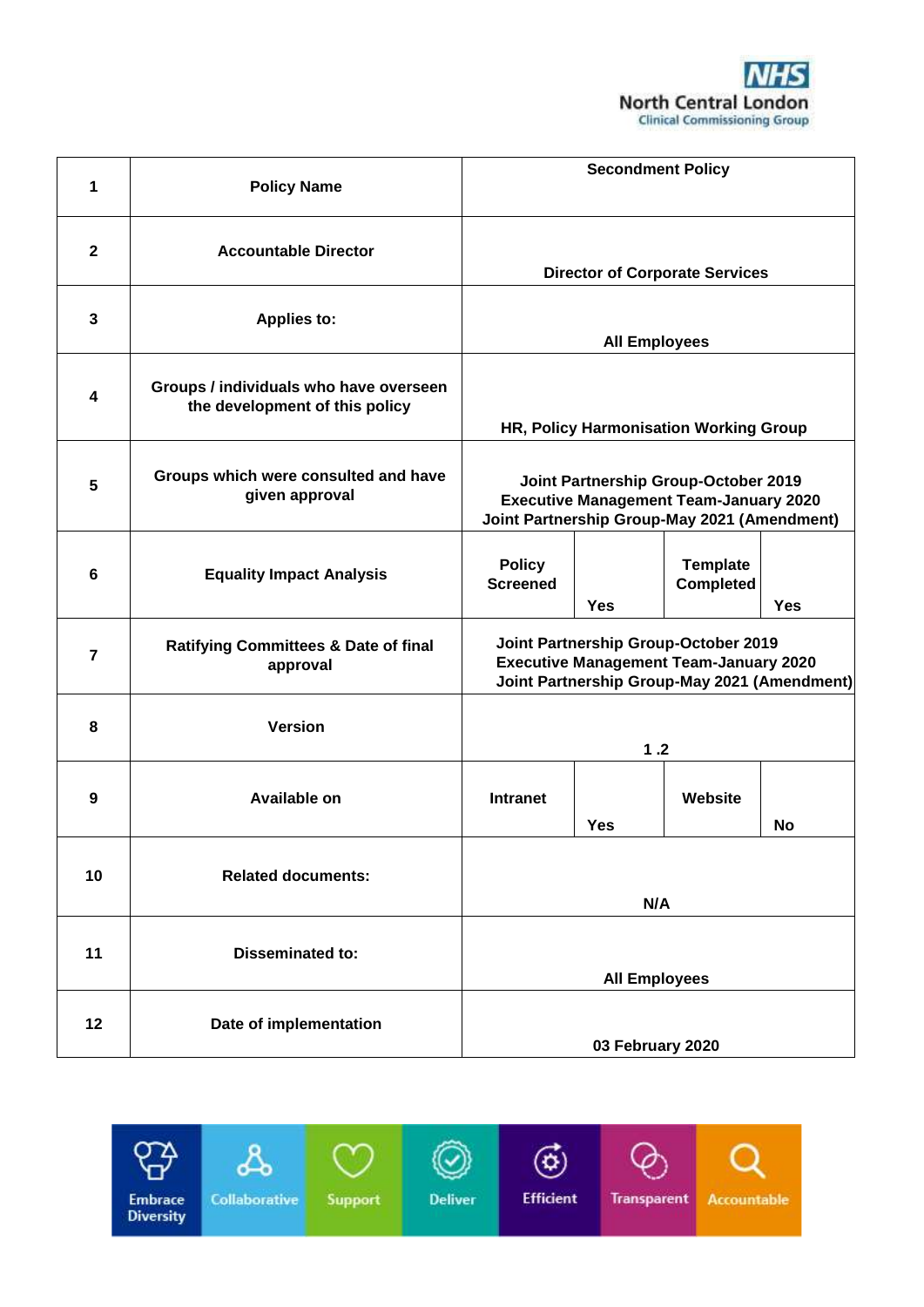NHS North Central London Clinical Commissioning Group

| | | | | | |
|---|---|---|---|---|---|
| 1 | Policy Name | Secondment Policy | | | |
| 2 | Accountable Director | Director of Corporate Services | | | |
| 3 | Applies to: | All Employees | | | |
| 4 | Groups / individuals who have overseen the development of this policy | HR, Policy Harmonisation Working Group | | | |
| 5 | Groups which were consulted and have given approval | Joint Partnership Group-October 2019<br>Executive Management Team-January 2020<br>Joint Partnership Group-May 2021 (Amendment) | | | |
| 6 | Equality Impact Analysis | Policy Screened | Yes | Template Completed | Yes |
| 7 | Ratifying Committees & Date of final approval | Joint Partnership Group-October 2019<br>Executive Management Team-January 2020<br>Joint Partnership Group-May 2021 (Amendment) | | | |
| 8 | Version | 1 .2 | | | |
| 9 | Available on | Intranet | Yes | Website | No |
| 10 | Related documents: | N/A | | | |
| 11 | Disseminated to: | All Employees | | | |
| 12 | Date of implementation | 03 February 2020 | | | |

Embrace Diversity | Collaborative | Support | Deliver | Efficient | Transparent | Accountable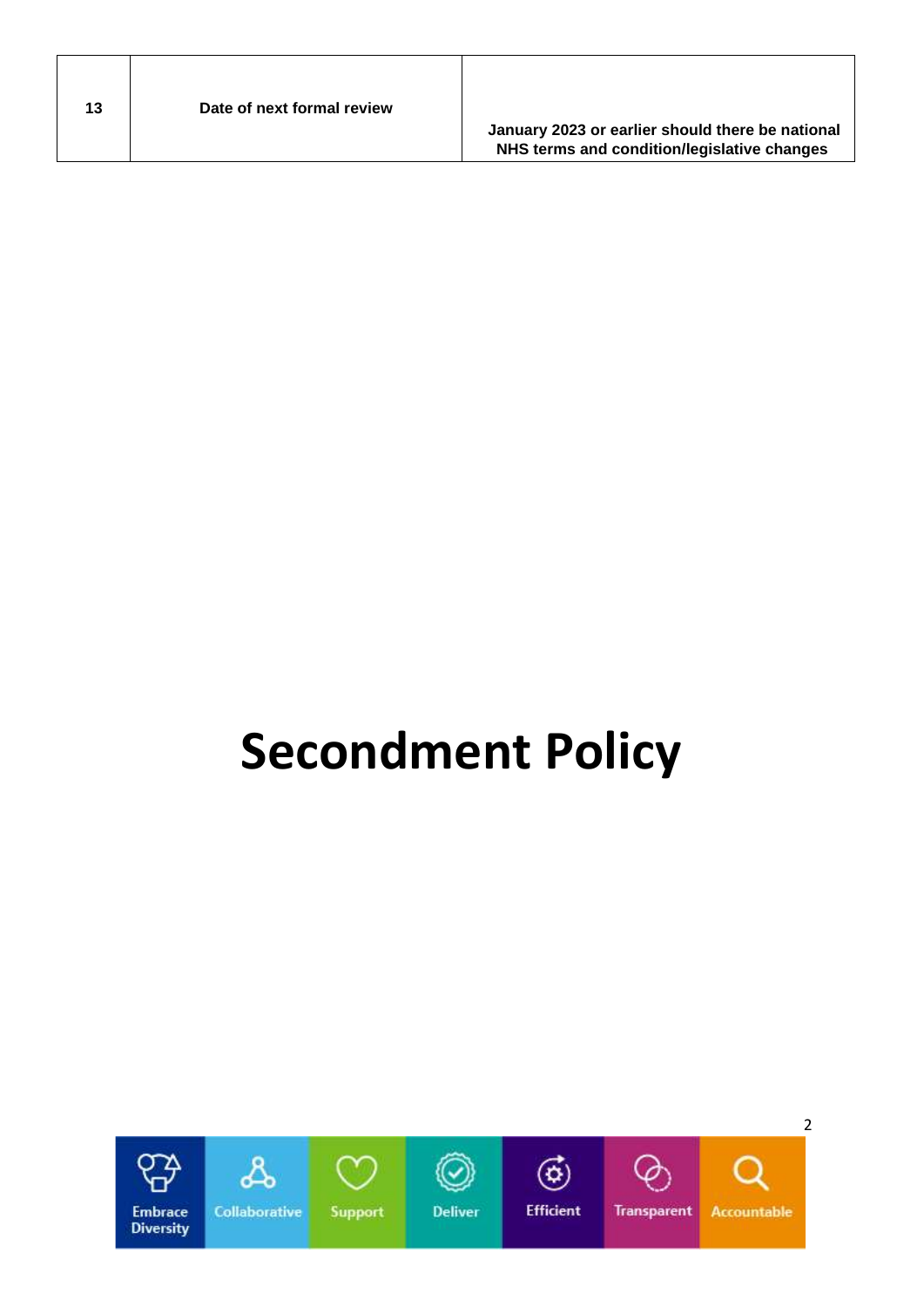| 13 | Date of next formal review | January 2023 or earlier should there be national NHS terms and condition/legislative changes |
|---|---|---|

# Secondment Policy

Embrace Diversity | Collaborative | Support | Deliver | Efficient | Transparent | Accountable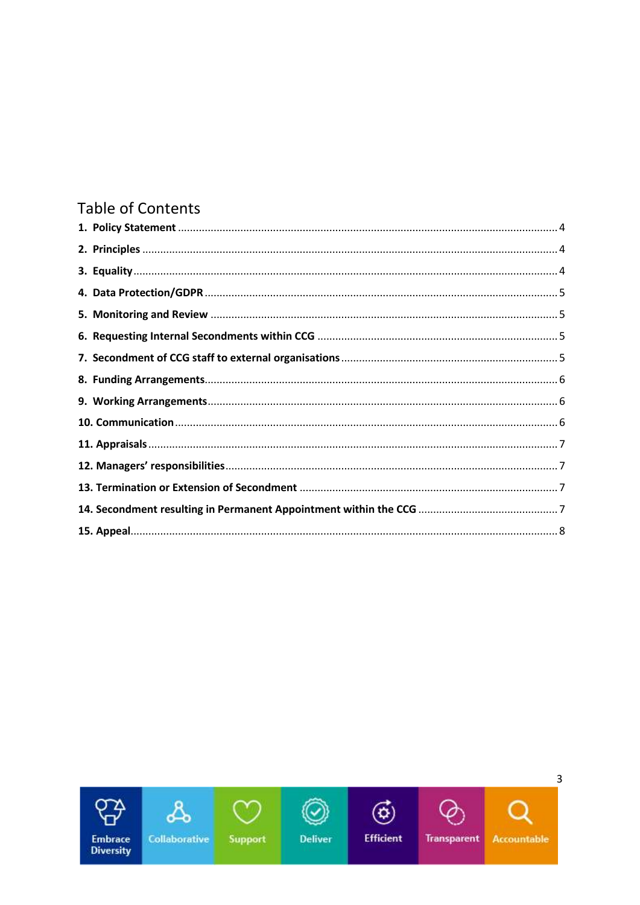## Table of Contents

1. **Policy Statement** .......... 4
2. **Principles** .......... 4
3. **Equality** .......... 4
4. **Data Protection/GDPR** .......... 5
5. **Monitoring and Review** .......... 5
6. **Requesting Internal Secondments within CCG** .......... 5
7. **Secondment of CCG staff to external organisations** .......... 5
8. **Funding Arrangements** .......... 6
9. **Working Arrangements** .......... 6
10. **Communication** .......... 6
11. **Appraisals** .......... 7
12. **Managers' responsibilities** .......... 7
13. **Termination or Extension of Secondment** .......... 7
14. **Secondment resulting in Permanent Appointment within the CCG** .......... 7
15. **Appeal** .......... 8

Embrace Diversity | Collaborative | Support | Deliver | Efficient | Transparent | Accountable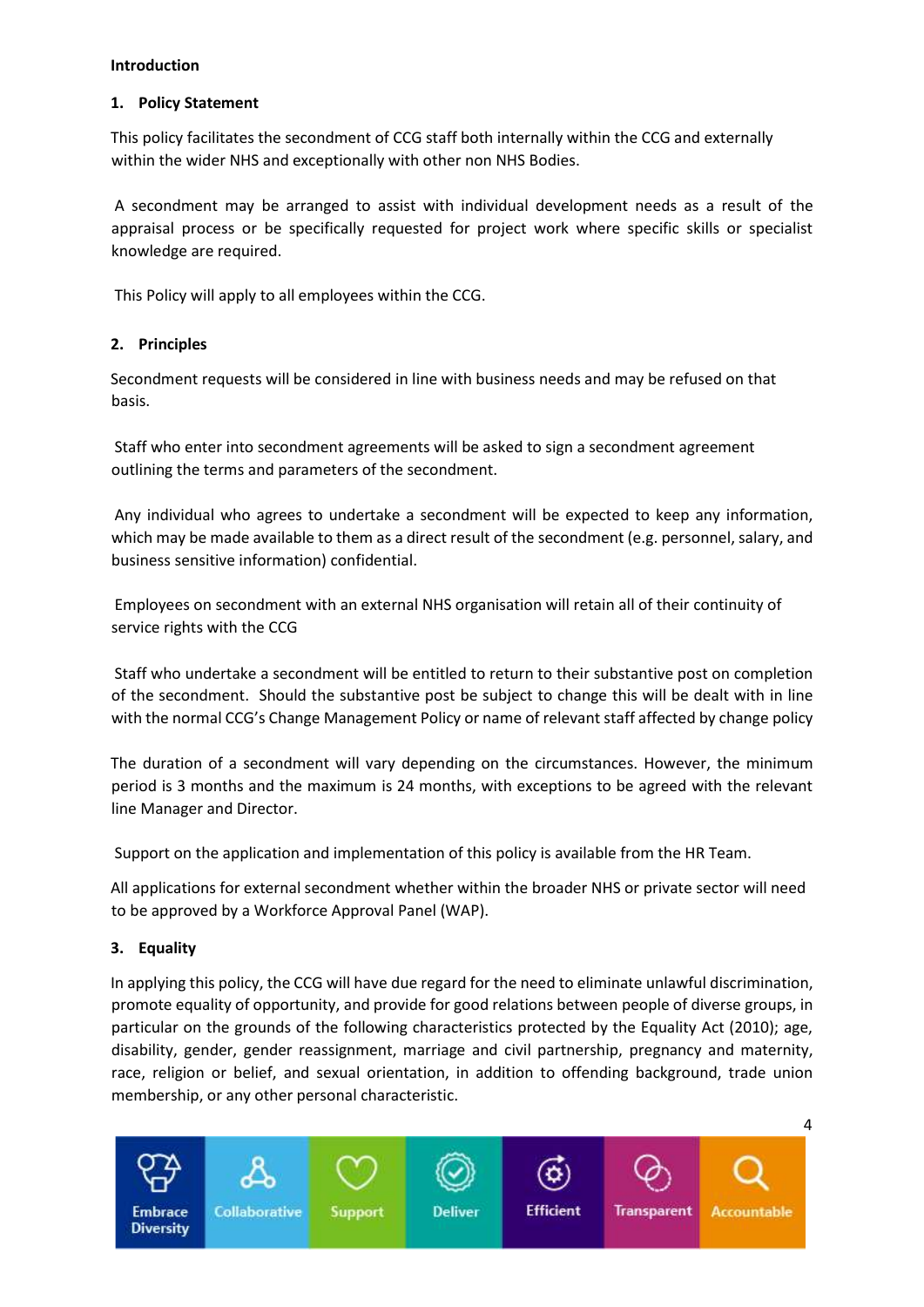## Introduction

### 1. Policy Statement

This policy facilitates the secondment of CCG staff both internally within the CCG and externally within the wider NHS and exceptionally with other non NHS Bodies.

A secondment may be arranged to assist with individual development needs as a result of the appraisal process or be specifically requested for project work where specific skills or specialist knowledge are required.

This Policy will apply to all employees within the CCG.

### 2. Principles

Secondment requests will be considered in line with business needs and may be refused on that basis.

Staff who enter into secondment agreements will be asked to sign a secondment agreement outlining the terms and parameters of the secondment.

Any individual who agrees to undertake a secondment will be expected to keep any information, which may be made available to them as a direct result of the secondment (e.g. personnel, salary, and business sensitive information) confidential.

Employees on secondment with an external NHS organisation will retain all of their continuity of service rights with the CCG

Staff who undertake a secondment will be entitled to return to their substantive post on completion of the secondment. Should the substantive post be subject to change this will be dealt with in line with the normal CCG's Change Management Policy or name of relevant staff affected by change policy

The duration of a secondment will vary depending on the circumstances. However, the minimum period is 3 months and the maximum is 24 months, with exceptions to be agreed with the relevant line Manager and Director.

Support on the application and implementation of this policy is available from the HR Team.

All applications for external secondment whether within the broader NHS or private sector will need to be approved by a Workforce Approval Panel (WAP).

### 3. Equality

In applying this policy, the CCG will have due regard for the need to eliminate unlawful discrimination, promote equality of opportunity, and provide for good relations between people of diverse groups, in particular on the grounds of the following characteristics protected by the Equality Act (2010); age, disability, gender, gender reassignment, marriage and civil partnership, pregnancy and maternity, race, religion or belief, and sexual orientation, in addition to offending background, trade union membership, or any other personal characteristic.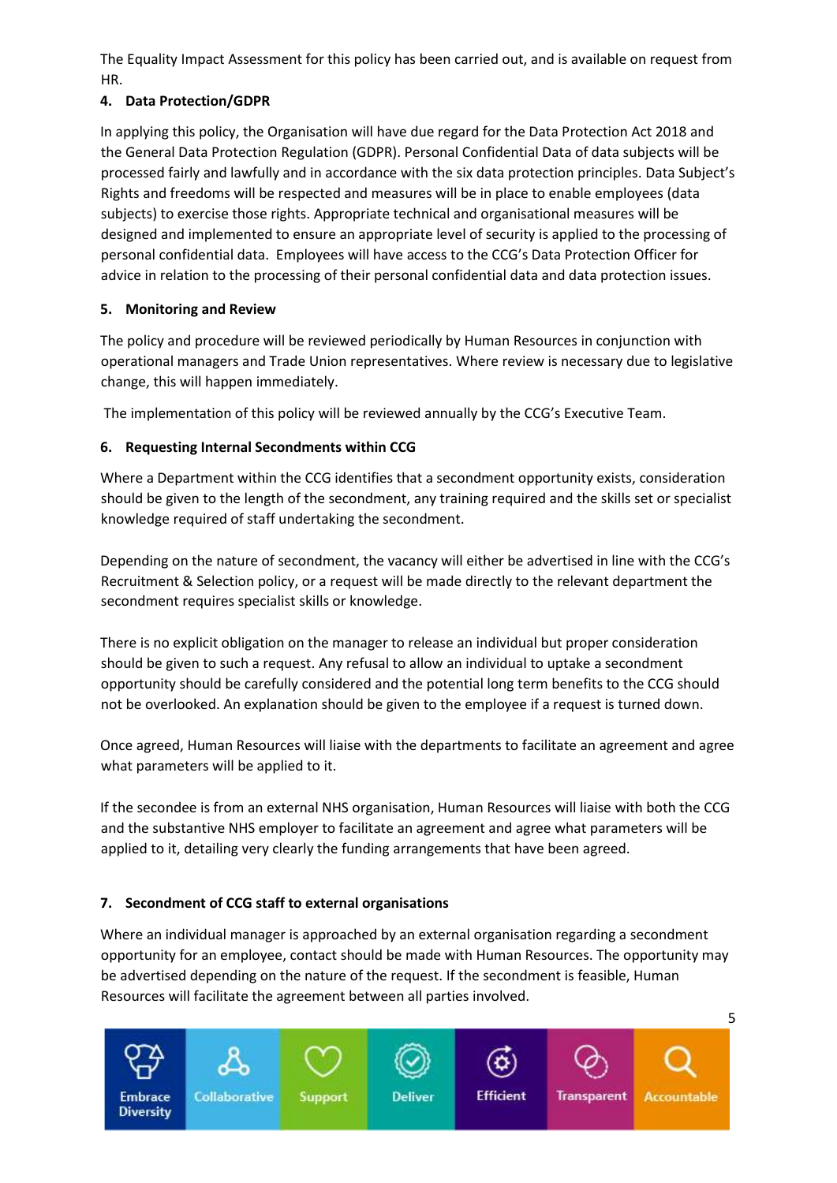The Equality Impact Assessment for this policy has been carried out, and is available on request from HR.

## 4. Data Protection/GDPR

In applying this policy, the Organisation will have due regard for the Data Protection Act 2018 and the General Data Protection Regulation (GDPR). Personal Confidential Data of data subjects will be processed fairly and lawfully and in accordance with the six data protection principles. Data Subject's Rights and freedoms will be respected and measures will be in place to enable employees (data subjects) to exercise those rights. Appropriate technical and organisational measures will be designed and implemented to ensure an appropriate level of security is applied to the processing of personal confidential data. Employees will have access to the CCG's Data Protection Officer for advice in relation to the processing of their personal confidential data and data protection issues.

## 5. Monitoring and Review

The policy and procedure will be reviewed periodically by Human Resources in conjunction with operational managers and Trade Union representatives. Where review is necessary due to legislative change, this will happen immediately.

The implementation of this policy will be reviewed annually by the CCG's Executive Team.

## 6. Requesting Internal Secondments within CCG

Where a Department within the CCG identifies that a secondment opportunity exists, consideration should be given to the length of the secondment, any training required and the skills set or specialist knowledge required of staff undertaking the secondment.

Depending on the nature of secondment, the vacancy will either be advertised in line with the CCG's Recruitment & Selection policy, or a request will be made directly to the relevant department the secondment requires specialist skills or knowledge.

There is no explicit obligation on the manager to release an individual but proper consideration should be given to such a request. Any refusal to allow an individual to uptake a secondment opportunity should be carefully considered and the potential long term benefits to the CCG should not be overlooked. An explanation should be given to the employee if a request is turned down.

Once agreed, Human Resources will liaise with the departments to facilitate an agreement and agree what parameters will be applied to it.

If the secondee is from an external NHS organisation, Human Resources will liaise with both the CCG and the substantive NHS employer to facilitate an agreement and agree what parameters will be applied to it, detailing very clearly the funding arrangements that have been agreed.

## 7. Secondment of CCG staff to external organisations

Where an individual manager is approached by an external organisation regarding a secondment opportunity for an employee, contact should be made with Human Resources. The opportunity may be advertised depending on the nature of the request. If the secondment is feasible, Human Resources will facilitate the agreement between all parties involved.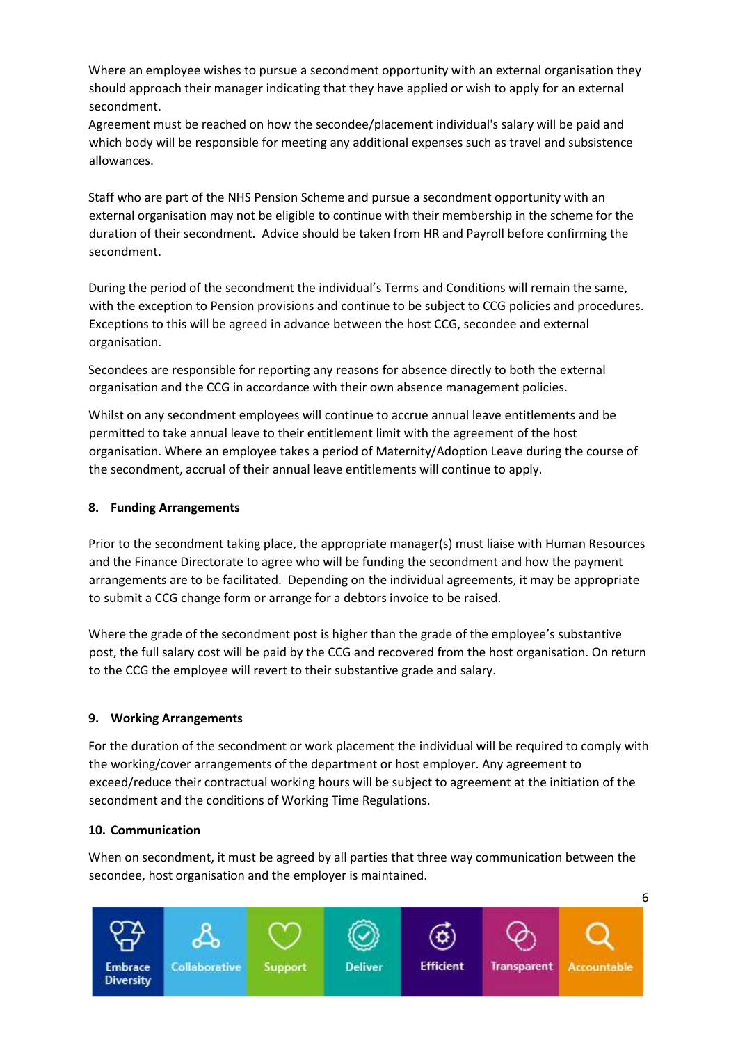Where an employee wishes to pursue a secondment opportunity with an external organisation they should approach their manager indicating that they have applied or wish to apply for an external secondment.
Agreement must be reached on how the secondee/placement individual's salary will be paid and which body will be responsible for meeting any additional expenses such as travel and subsistence allowances.

Staff who are part of the NHS Pension Scheme and pursue a secondment opportunity with an external organisation may not be eligible to continue with their membership in the scheme for the duration of their secondment. Advice should be taken from HR and Payroll before confirming the secondment.

During the period of the secondment the individual's Terms and Conditions will remain the same, with the exception to Pension provisions and continue to be subject to CCG policies and procedures. Exceptions to this will be agreed in advance between the host CCG, secondee and external organisation.

Secondees are responsible for reporting any reasons for absence directly to both the external organisation and the CCG in accordance with their own absence management policies.

Whilst on any secondment employees will continue to accrue annual leave entitlements and be permitted to take annual leave to their entitlement limit with the agreement of the host organisation. Where an employee takes a period of Maternity/Adoption Leave during the course of the secondment, accrual of their annual leave entitlements will continue to apply.

## 8. Funding Arrangements

Prior to the secondment taking place, the appropriate manager(s) must liaise with Human Resources and the Finance Directorate to agree who will be funding the secondment and how the payment arrangements are to be facilitated. Depending on the individual agreements, it may be appropriate to submit a CCG change form or arrange for a debtors invoice to be raised.

Where the grade of the secondment post is higher than the grade of the employee's substantive post, the full salary cost will be paid by the CCG and recovered from the host organisation. On return to the CCG the employee will revert to their substantive grade and salary.

## 9. Working Arrangements

For the duration of the secondment or work placement the individual will be required to comply with the working/cover arrangements of the department or host employer. Any agreement to exceed/reduce their contractual working hours will be subject to agreement at the initiation of the secondment and the conditions of Working Time Regulations.

## 10. Communication

When on secondment, it must be agreed by all parties that three way communication between the secondee, host organisation and the employer is maintained.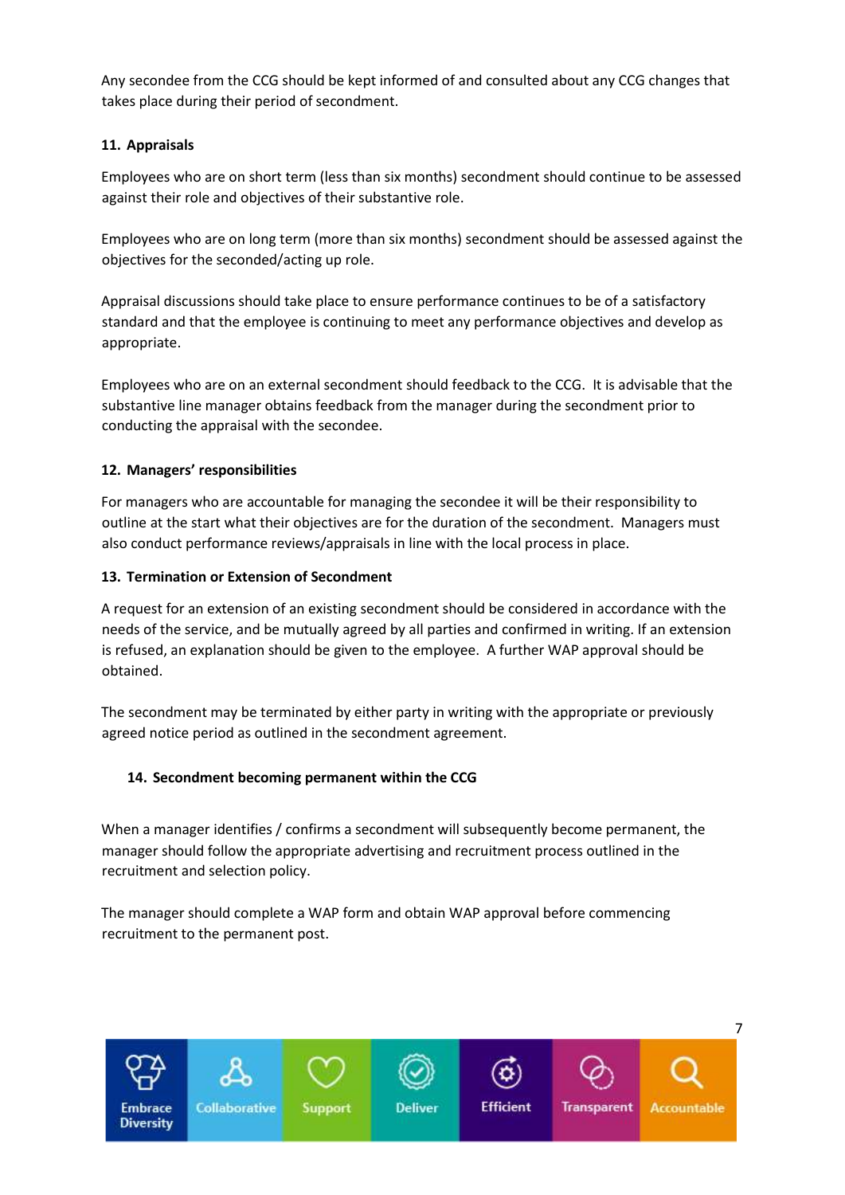Any secondee from the CCG should be kept informed of and consulted about any CCG changes that takes place during their period of secondment.

## 11. Appraisals

Employees who are on short term (less than six months) secondment should continue to be assessed against their role and objectives of their substantive role.

Employees who are on long term (more than six months) secondment should be assessed against the objectives for the seconded/acting up role.

Appraisal discussions should take place to ensure performance continues to be of a satisfactory standard and that the employee is continuing to meet any performance objectives and develop as appropriate.

Employees who are on an external secondment should feedback to the CCG. It is advisable that the substantive line manager obtains feedback from the manager during the secondment prior to conducting the appraisal with the secondee.

## 12. Managers' responsibilities

For managers who are accountable for managing the secondee it will be their responsibility to outline at the start what their objectives are for the duration of the secondment. Managers must also conduct performance reviews/appraisals in line with the local process in place.

## 13. Termination or Extension of Secondment

A request for an extension of an existing secondment should be considered in accordance with the needs of the service, and be mutually agreed by all parties and confirmed in writing. If an extension is refused, an explanation should be given to the employee. A further WAP approval should be obtained.

The secondment may be terminated by either party in writing with the appropriate or previously agreed notice period as outlined in the secondment agreement.

## 14. Secondment becoming permanent within the CCG

When a manager identifies / confirms a secondment will subsequently become permanent, the manager should follow the appropriate advertising and recruitment process outlined in the recruitment and selection policy.

The manager should complete a WAP form and obtain WAP approval before commencing recruitment to the permanent post.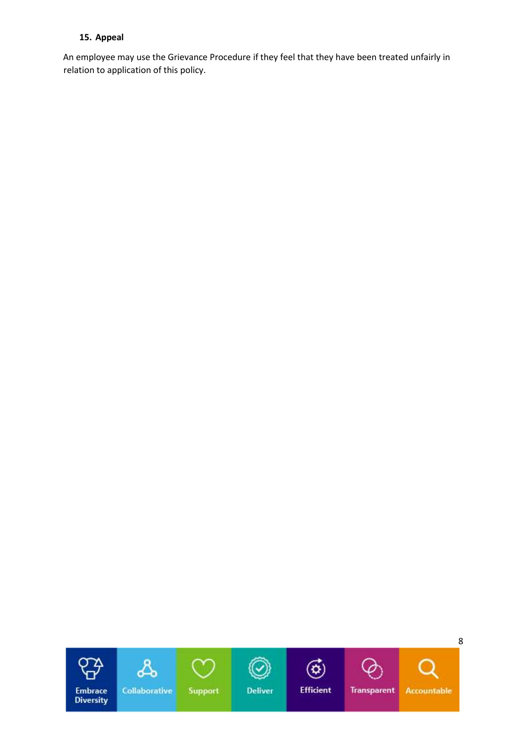## 15. Appeal

An employee may use the Grievance Procedure if they feel that they have been treated unfairly in relation to application of this policy.